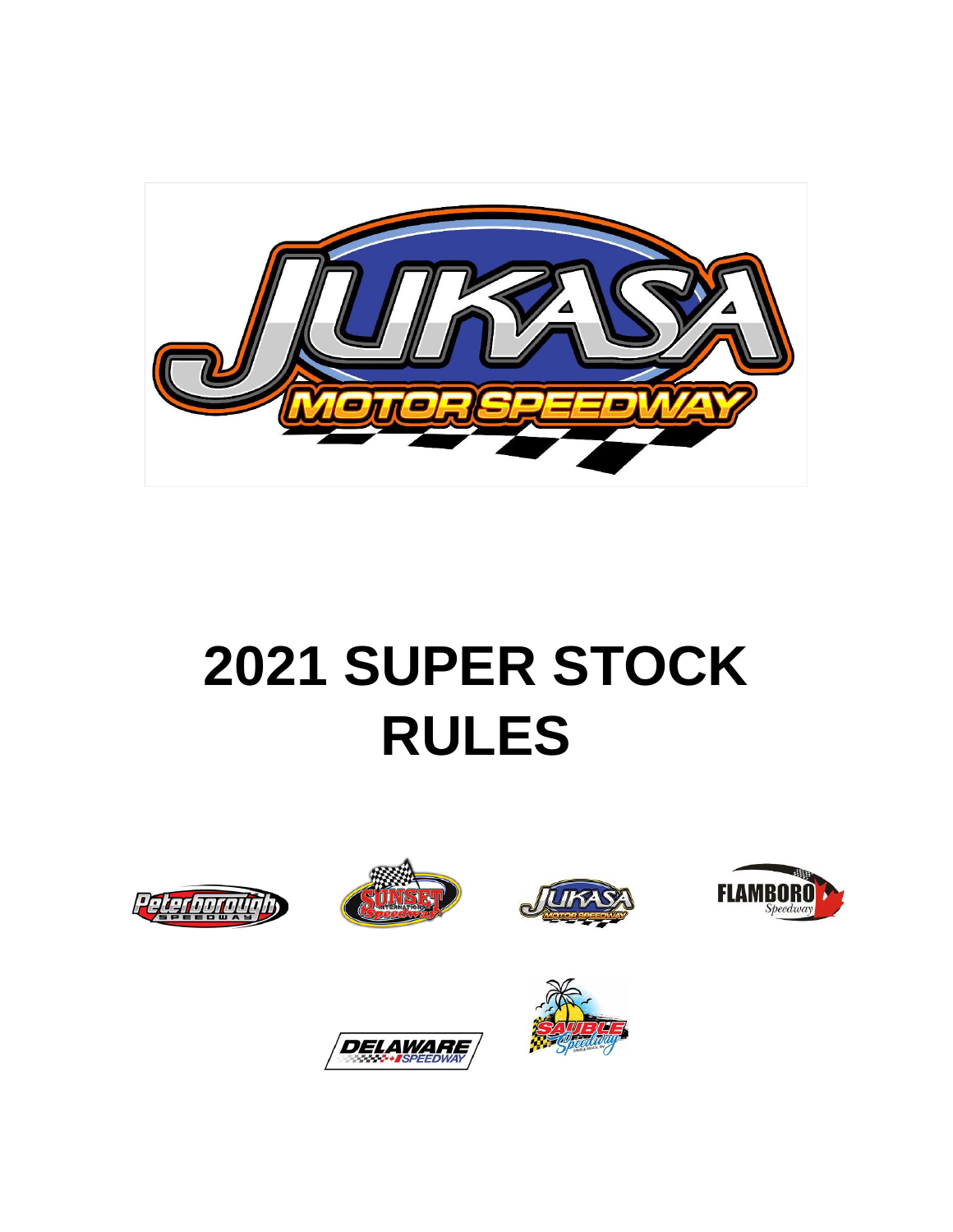# 2021 SUPER STOCK RULES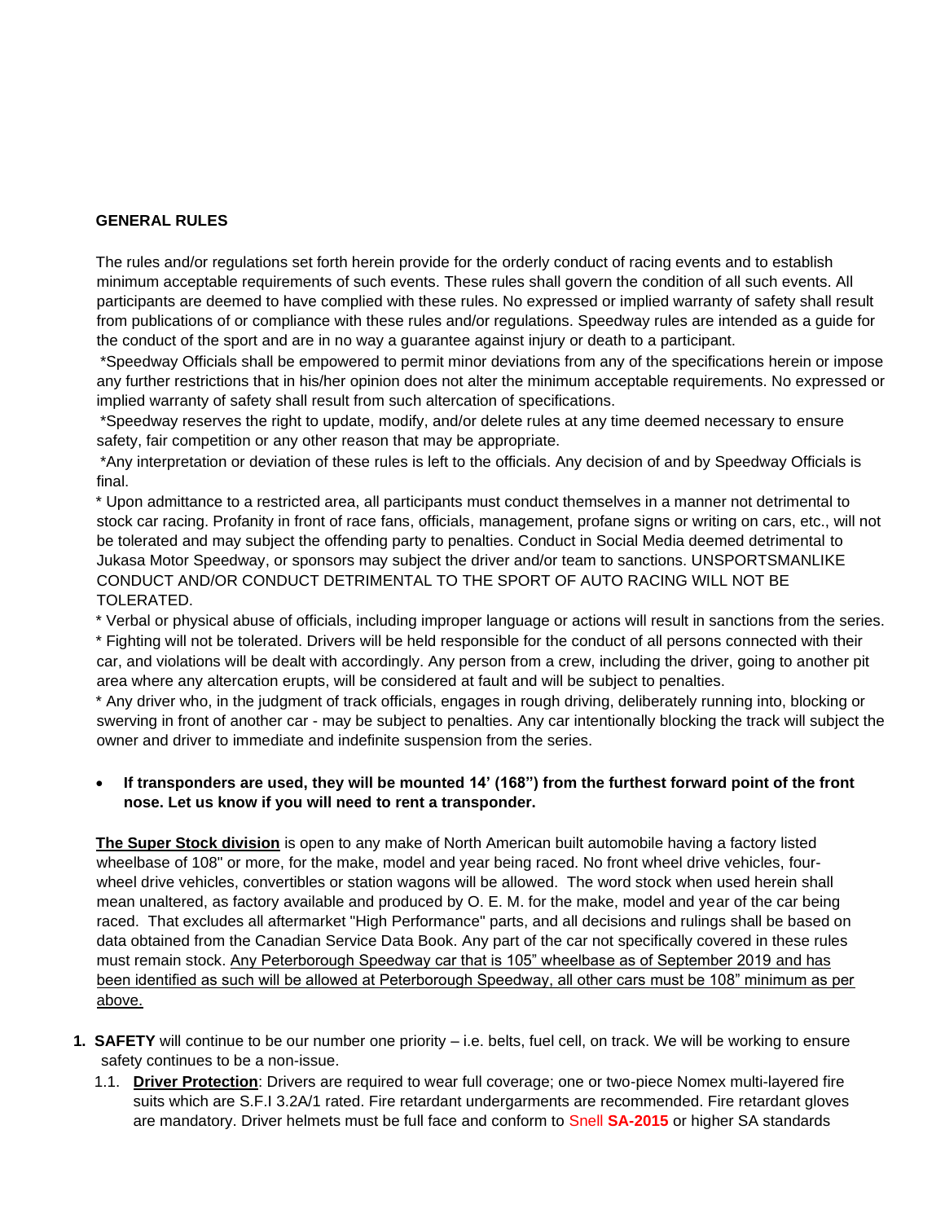## GENERAL RULES

The rules and/or regulations set forth herein provide for the orderly conduct of racing events and to establish minimum acceptable requirements of such events. These rules shall govern the condition of all such events. All participants are deemed to have complied with these rules. No expressed or implied warranty of safety shall result from publications of or compliance with these rules and/or regulations. Speedway rules are intended as a guide for the conduct of the sport and are in no way a guarantee against injury or death to a participant.

*Speedway Officials shall be empowered to permit minor deviations from any of the specifications herein or impose any further restrictions that in his/her opinion does not alter the minimum acceptable requirements. No expressed or implied warranty of safety shall result from such altercation of specifications.

*Speedway reserves the right to update, modify, and/or delete rules at any time deemed necessary to ensure safety, fair competition or any other reason that may be appropriate.

*Any interpretation or deviation of these rules is left to the officials. Any decision of and by Speedway Officials is final.

* Upon admittance to a restricted area, all participants must conduct themselves in a manner not detrimental to stock car racing. Profanity in front of race fans, officials, management, profane signs or writing on cars, etc., will not be tolerated and may subject the offending party to penalties. Conduct in Social Media deemed detrimental to Jukasa Motor Speedway, or sponsors may subject the driver and/or team to sanctions. UNSPORTSMANLIKE CONDUCT AND/OR CONDUCT DETRIMENTAL TO THE SPORT OF AUTO RACING WILL NOT BE TOLERATED.

* Verbal or physical abuse of officials, including improper language or actions will result in sanctions from the series.

* Fighting will not be tolerated. Drivers will be held responsible for the conduct of all persons connected with their car, and violations will be dealt with accordingly. Any person from a crew, including the driver, going to another pit area where any altercation erupts, will be considered at fault and will be subject to penalties.

* Any driver who, in the judgment of track officials, engages in rough driving, deliberately running into, blocking or swerving in front of another car - may be subject to penalties. Any car intentionally blocking the track will subject the owner and driver to immediate and indefinite suspension from the series.

- **If transponders are used, they will be mounted 14' (168") from the furthest forward point of the front nose. Let us know if you will need to rent a transponder.**

**The Super Stock division** is open to any make of North American built automobile having a factory listed wheelbase of 108" or more, for the make, model and year being raced. No front wheel drive vehicles, four-wheel drive vehicles, convertibles or station wagons will be allowed. The word stock when used herein shall mean unaltered, as factory available and produced by O. E. M. for the make, model and year of the car being raced. That excludes all aftermarket "High Performance" parts, and all decisions and rulings shall be based on data obtained from the Canadian Service Data Book. Any part of the car not specifically covered in these rules must remain stock. Any Peterborough Speedway car that is 105" wheelbase as of September 2019 and has been identified as such will be allowed at Peterborough Speedway, all other cars must be 108" minimum as per above.

1. **SAFETY** will continue to be our number one priority – i.e. belts, fuel cell, on track. We will be working to ensure safety continues to be a non-issue.
   1.1. **Driver Protection**: Drivers are required to wear full coverage; one or two-piece Nomex multi-layered fire suits which are S.F.I 3.2A/1 rated. Fire retardant undergarments are recommended. Fire retardant gloves are mandatory. Driver helmets must be full face and conform to Snell **SA-2015** or higher SA standards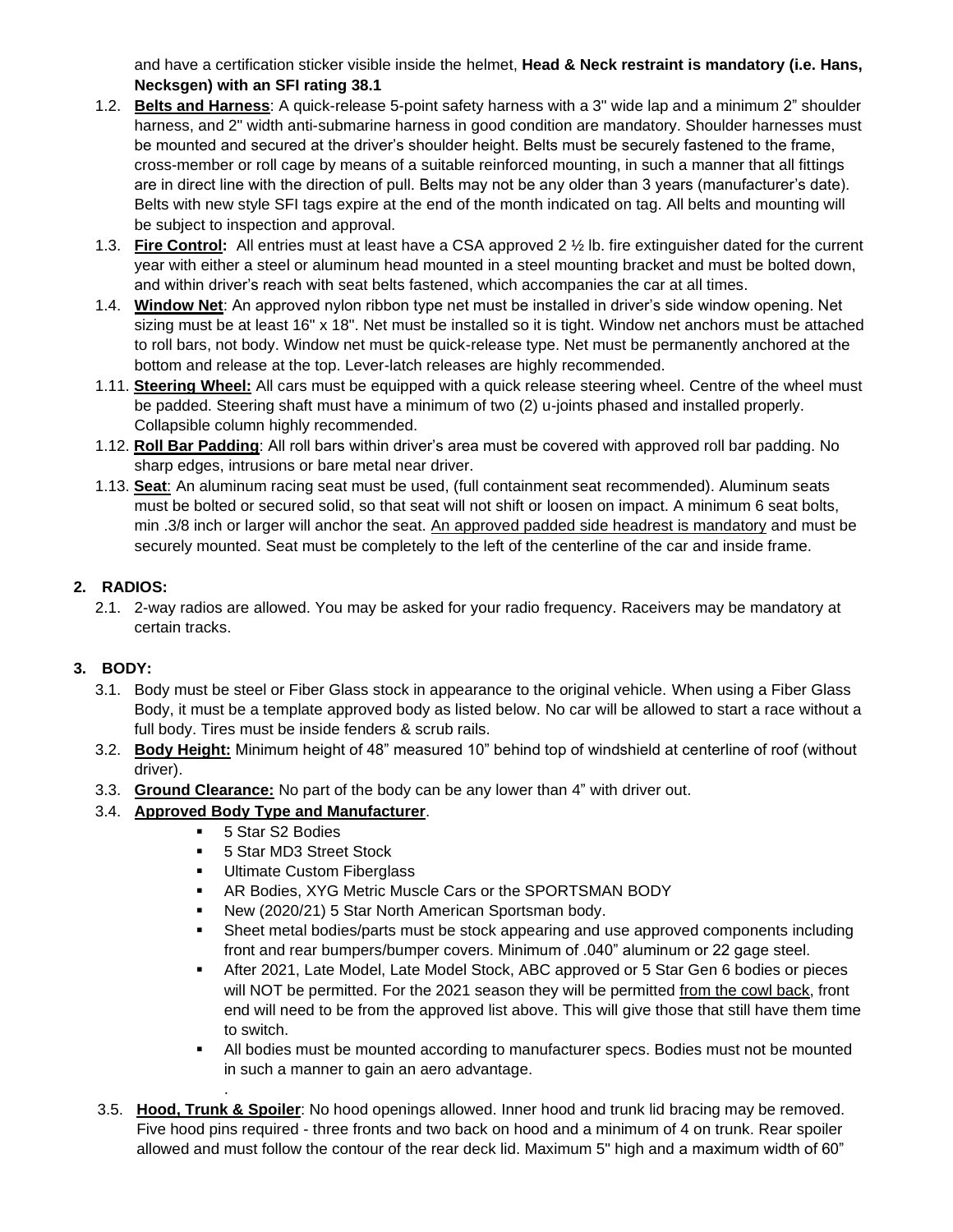and have a certification sticker visible inside the helmet, **Head & Neck restraint is mandatory (i.e. Hans, Necksgen) with an SFI rating 38.1**

1.2. **Belts and Harness**: A quick-release 5-point safety harness with a 3" wide lap and a minimum 2" shoulder harness, and 2" width anti-submarine harness in good condition are mandatory. Shoulder harnesses must be mounted and secured at the driver's shoulder height. Belts must be securely fastened to the frame, cross-member or roll cage by means of a suitable reinforced mounting, in such a manner that all fittings are in direct line with the direction of pull. Belts may not be any older than 3 years (manufacturer's date). Belts with new style SFI tags expire at the end of the month indicated on tag. All belts and mounting will be subject to inspection and approval.

1.3. **Fire Control:** All entries must at least have a CSA approved 2 ½ lb. fire extinguisher dated for the current year with either a steel or aluminum head mounted in a steel mounting bracket and must be bolted down, and within driver's reach with seat belts fastened, which accompanies the car at all times.

1.4. **Window Net**: An approved nylon ribbon type net must be installed in driver's side window opening. Net sizing must be at least 16" x 18". Net must be installed so it is tight. Window net anchors must be attached to roll bars, not body. Window net must be quick-release type. Net must be permanently anchored at the bottom and release at the top. Lever-latch releases are highly recommended.

1.11. **Steering Wheel:** All cars must be equipped with a quick release steering wheel. Centre of the wheel must be padded. Steering shaft must have a minimum of two (2) u-joints phased and installed properly. Collapsible column highly recommended.

1.12. **Roll Bar Padding**: All roll bars within driver's area must be covered with approved roll bar padding. No sharp edges, intrusions or bare metal near driver.

1.13. **Seat**: An aluminum racing seat must be used, (full containment seat recommended). Aluminum seats must be bolted or secured solid, so that seat will not shift or loosen on impact. A minimum 6 seat bolts, min .3/8 inch or larger will anchor the seat. An approved padded side headrest is mandatory and must be securely mounted. Seat must be completely to the left of the centerline of the car and inside frame.

## 2. RADIOS:

2.1. 2-way radios are allowed. You may be asked for your radio frequency. Raceivers may be mandatory at certain tracks.

## 3. BODY:

3.1. Body must be steel or Fiber Glass stock in appearance to the original vehicle. When using a Fiber Glass Body, it must be a template approved body as listed below. No car will be allowed to start a race without a full body. Tires must be inside fenders & scrub rails.

3.2. **Body Height:** Minimum height of 48" measured 10" behind top of windshield at centerline of roof (without driver).

3.3. **Ground Clearance:** No part of the body can be any lower than 4" with driver out.

3.4. **Approved Body Type and Manufacturer**.

- 5 Star S2 Bodies
- 5 Star MD3 Street Stock
- Ultimate Custom Fiberglass
- AR Bodies, XYG Metric Muscle Cars or the SPORTSMAN BODY
- New (2020/21) 5 Star North American Sportsman body.
- Sheet metal bodies/parts must be stock appearing and use approved components including front and rear bumpers/bumper covers. Minimum of .040" aluminum or 22 gage steel.
- After 2021, Late Model, Late Model Stock, ABC approved or 5 Star Gen 6 bodies or pieces will NOT be permitted. For the 2021 season they will be permitted from the cowl back, front end will need to be from the approved list above. This will give those that still have them time to switch.
- All bodies must be mounted according to manufacturer specs. Bodies must not be mounted in such a manner to gain an aero advantage.

3.5. **Hood, Trunk & Spoiler**: No hood openings allowed. Inner hood and trunk lid bracing may be removed. Five hood pins required - three fronts and two back on hood and a minimum of 4 on trunk. Rear spoiler allowed and must follow the contour of the rear deck lid. Maximum 5" high and a maximum width of 60"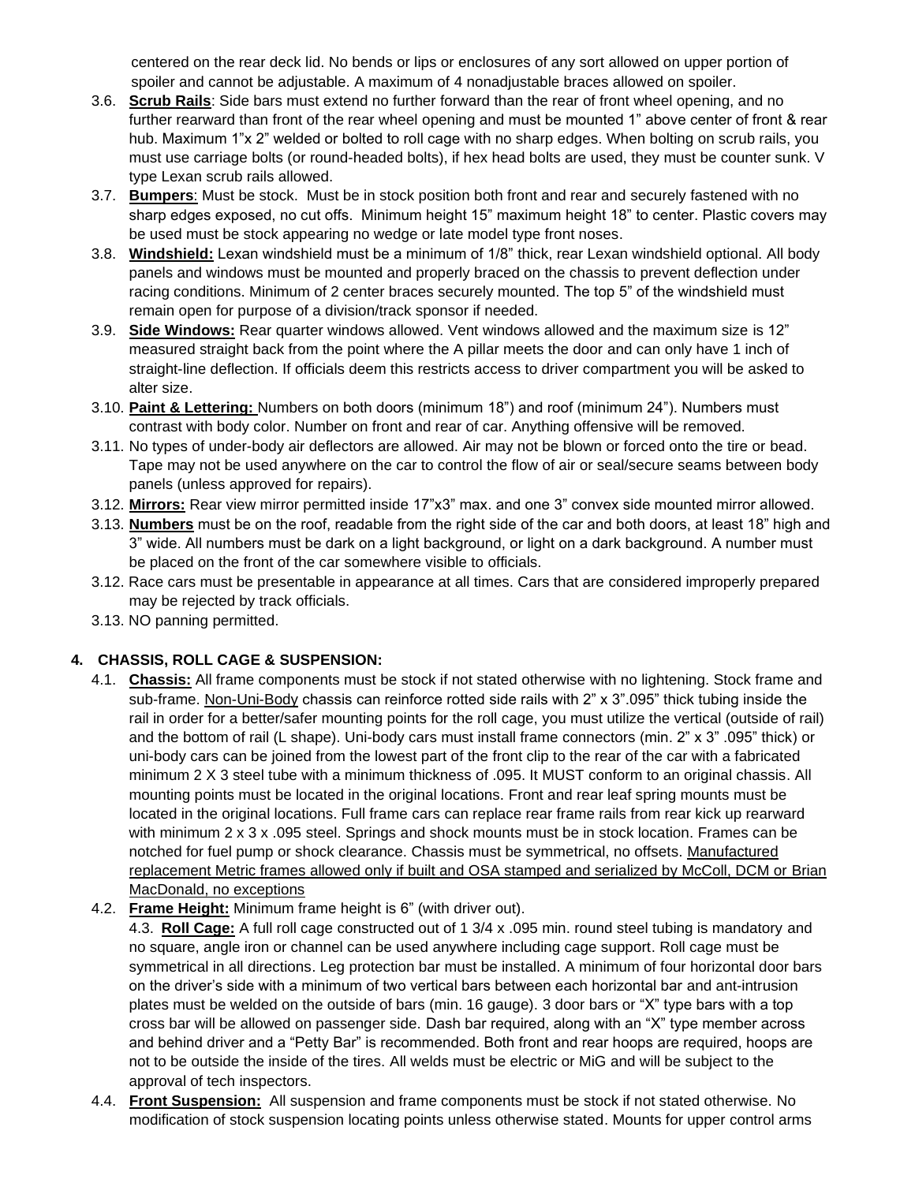centered on the rear deck lid. No bends or lips or enclosures of any sort allowed on upper portion of spoiler and cannot be adjustable. A maximum of 4 nonadjustable braces allowed on spoiler.

3.6. **Scrub Rails**: Side bars must extend no further forward than the rear of front wheel opening, and no further rearward than front of the rear wheel opening and must be mounted 1" above center of front & rear hub. Maximum 1"x 2" welded or bolted to roll cage with no sharp edges. When bolting on scrub rails, you must use carriage bolts (or round-headed bolts), if hex head bolts are used, they must be counter sunk. V type Lexan scrub rails allowed.

3.7. **Bumpers**: Must be stock. Must be in stock position both front and rear and securely fastened with no sharp edges exposed, no cut offs. Minimum height 15" maximum height 18" to center. Plastic covers may be used must be stock appearing no wedge or late model type front noses.

3.8. **Windshield:** Lexan windshield must be a minimum of 1/8" thick, rear Lexan windshield optional. All body panels and windows must be mounted and properly braced on the chassis to prevent deflection under racing conditions. Minimum of 2 center braces securely mounted. The top 5" of the windshield must remain open for purpose of a division/track sponsor if needed.

3.9. **Side Windows:** Rear quarter windows allowed. Vent windows allowed and the maximum size is 12" measured straight back from the point where the A pillar meets the door and can only have 1 inch of straight-line deflection. If officials deem this restricts access to driver compartment you will be asked to alter size.

3.10. **Paint & Lettering:** Numbers on both doors (minimum 18") and roof (minimum 24"). Numbers must contrast with body color. Number on front and rear of car. Anything offensive will be removed.

3.11. No types of under-body air deflectors are allowed. Air may not be blown or forced onto the tire or bead. Tape may not be used anywhere on the car to control the flow of air or seal/secure seams between body panels (unless approved for repairs).

3.12. **Mirrors:** Rear view mirror permitted inside 17"x3" max. and one 3" convex side mounted mirror allowed.

3.13. **Numbers** must be on the roof, readable from the right side of the car and both doors, at least 18" high and 3" wide. All numbers must be dark on a light background, or light on a dark background. A number must be placed on the front of the car somewhere visible to officials.

3.12. Race cars must be presentable in appearance at all times. Cars that are considered improperly prepared may be rejected by track officials.

3.13. NO panning permitted.

## 4. CHASSIS, ROLL CAGE & SUSPENSION:

4.1. **Chassis:** All frame components must be stock if not stated otherwise with no lightening. Stock frame and sub-frame. Non-Uni-Body chassis can reinforce rotted side rails with 2" x 3".095" thick tubing inside the rail in order for a better/safer mounting points for the roll cage, you must utilize the vertical (outside of rail) and the bottom of rail (L shape). Uni-body cars must install frame connectors (min. 2" x 3" .095" thick) or uni-body cars can be joined from the lowest part of the front clip to the rear of the car with a fabricated minimum 2 X 3 steel tube with a minimum thickness of .095. It MUST conform to an original chassis. All mounting points must be located in the original locations. Front and rear leaf spring mounts must be located in the original locations. Full frame cars can replace rear frame rails from rear kick up rearward with minimum 2 x 3 x .095 steel. Springs and shock mounts must be in stock location. Frames can be notched for fuel pump or shock clearance. Chassis must be symmetrical, no offsets. Manufactured replacement Metric frames allowed only if built and OSA stamped and serialized by McColl, DCM or Brian MacDonald, no exceptions

4.2. **Frame Height:** Minimum frame height is 6" (with driver out).

4.3. **Roll Cage:** A full roll cage constructed out of 1 3/4 x .095 min. round steel tubing is mandatory and no square, angle iron or channel can be used anywhere including cage support. Roll cage must be symmetrical in all directions. Leg protection bar must be installed. A minimum of four horizontal door bars on the driver's side with a minimum of two vertical bars between each horizontal bar and ant-intrusion plates must be welded on the outside of bars (min. 16 gauge). 3 door bars or "X" type bars with a top cross bar will be allowed on passenger side. Dash bar required, along with an "X" type member across and behind driver and a "Petty Bar" is recommended. Both front and rear hoops are required, hoops are not to be outside the inside of the tires. All welds must be electric or MiG and will be subject to the approval of tech inspectors.

4.4. **Front Suspension:** All suspension and frame components must be stock if not stated otherwise. No modification of stock suspension locating points unless otherwise stated. Mounts for upper control arms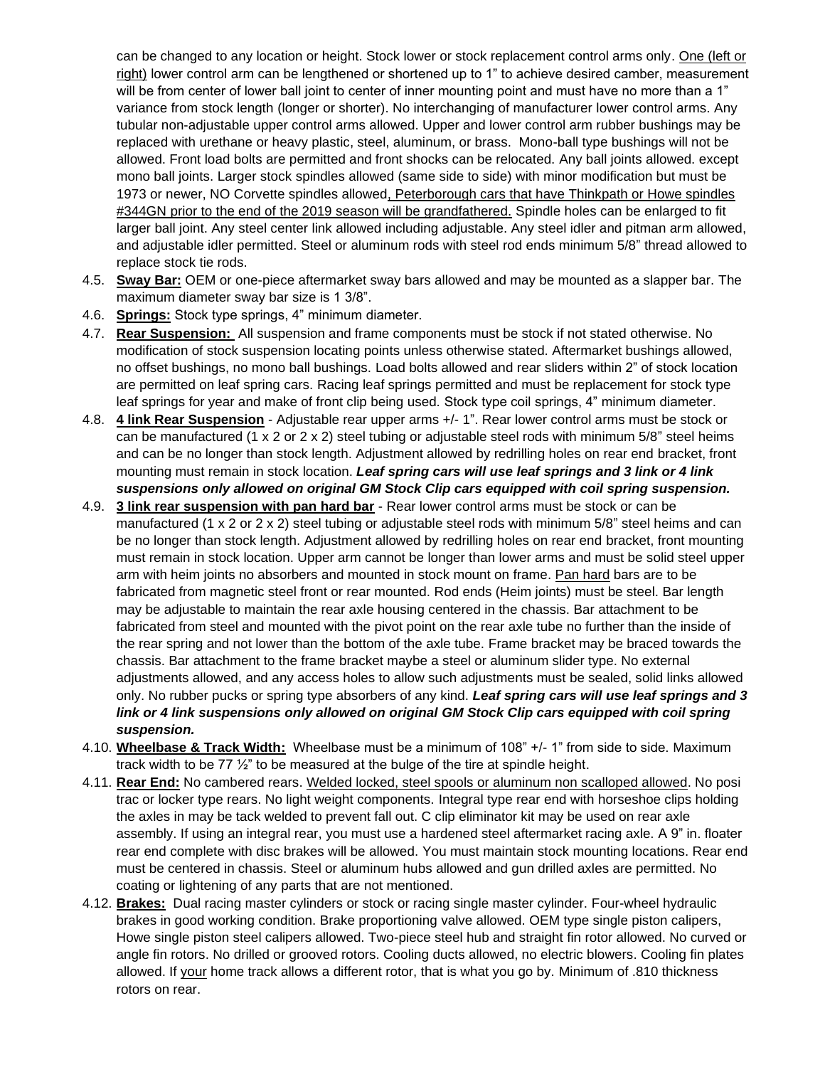can be changed to any location or height. Stock lower or stock replacement control arms only. One (left or right) lower control arm can be lengthened or shortened up to 1" to achieve desired camber, measurement will be from center of lower ball joint to center of inner mounting point and must have no more than a 1" variance from stock length (longer or shorter). No interchanging of manufacturer lower control arms. Any tubular non-adjustable upper control arms allowed. Upper and lower control arm rubber bushings may be replaced with urethane or heavy plastic, steel, aluminum, or brass. Mono-ball type bushings will not be allowed. Front load bolts are permitted and front shocks can be relocated. Any ball joints allowed. except mono ball joints. Larger stock spindles allowed (same side to side) with minor modification but must be 1973 or newer, NO Corvette spindles allowed, Peterborough cars that have Thinkpath or Howe spindles #344GN prior to the end of the 2019 season will be grandfathered. Spindle holes can be enlarged to fit larger ball joint. Any steel center link allowed including adjustable. Any steel idler and pitman arm allowed, and adjustable idler permitted. Steel or aluminum rods with steel rod ends minimum 5/8" thread allowed to replace stock tie rods.

4.5. **Sway Bar:** OEM or one-piece aftermarket sway bars allowed and may be mounted as a slapper bar. The maximum diameter sway bar size is 1 3/8".

4.6. **Springs:** Stock type springs, 4" minimum diameter.

4.7. **Rear Suspension:** All suspension and frame components must be stock if not stated otherwise. No modification of stock suspension locating points unless otherwise stated. Aftermarket bushings allowed, no offset bushings, no mono ball bushings. Load bolts allowed and rear sliders within 2" of stock location are permitted on leaf spring cars. Racing leaf springs permitted and must be replacement for stock type leaf springs for year and make of front clip being used. Stock type coil springs, 4" minimum diameter.

4.8. **4 link Rear Suspension** - Adjustable rear upper arms +/- 1". Rear lower control arms must be stock or can be manufactured (1 x 2 or 2 x 2) steel tubing or adjustable steel rods with minimum 5/8" steel heims and can be no longer than stock length. Adjustment allowed by redrilling holes on rear end bracket, front mounting must remain in stock location. ***Leaf spring cars will use leaf springs and 3 link or 4 link suspensions only allowed on original GM Stock Clip cars equipped with coil spring suspension.***

4.9. **3 link rear suspension with pan hard bar** - Rear lower control arms must be stock or can be manufactured (1 x 2 or 2 x 2) steel tubing or adjustable steel rods with minimum 5/8" steel heims and can be no longer than stock length. Adjustment allowed by redrilling holes on rear end bracket, front mounting must remain in stock location. Upper arm cannot be longer than lower arms and must be solid steel upper arm with heim joints no absorbers and mounted in stock mount on frame. Pan hard bars are to be fabricated from magnetic steel front or rear mounted. Rod ends (Heim joints) must be steel. Bar length may be adjustable to maintain the rear axle housing centered in the chassis. Bar attachment to be fabricated from steel and mounted with the pivot point on the rear axle tube no further than the inside of the rear spring and not lower than the bottom of the axle tube. Frame bracket may be braced towards the chassis. Bar attachment to the frame bracket maybe a steel or aluminum slider type. No external adjustments allowed, and any access holes to allow such adjustments must be sealed, solid links allowed only. No rubber pucks or spring type absorbers of any kind. ***Leaf spring cars will use leaf springs and 3 link or 4 link suspensions only allowed on original GM Stock Clip cars equipped with coil spring suspension.***

4.10. **Wheelbase & Track Width:** Wheelbase must be a minimum of 108" +/- 1" from side to side. Maximum track width to be 77 ½" to be measured at the bulge of the tire at spindle height.

4.11. **Rear End:** No cambered rears. Welded locked, steel spools or aluminum non scalloped allowed. No posi trac or locker type rears. No light weight components. Integral type rear end with horseshoe clips holding the axles in may be tack welded to prevent fall out. C clip eliminator kit may be used on rear axle assembly. If using an integral rear, you must use a hardened steel aftermarket racing axle. A 9" in. floater rear end complete with disc brakes will be allowed. You must maintain stock mounting locations. Rear end must be centered in chassis. Steel or aluminum hubs allowed and gun drilled axles are permitted. No coating or lightening of any parts that are not mentioned.

4.12. **Brakes:** Dual racing master cylinders or stock or racing single master cylinder. Four-wheel hydraulic brakes in good working condition. Brake proportioning valve allowed. OEM type single piston calipers, Howe single piston steel calipers allowed. Two-piece steel hub and straight fin rotor allowed. No curved or angle fin rotors. No drilled or grooved rotors. Cooling ducts allowed, no electric blowers. Cooling fin plates allowed. If your home track allows a different rotor, that is what you go by. Minimum of .810 thickness rotors on rear.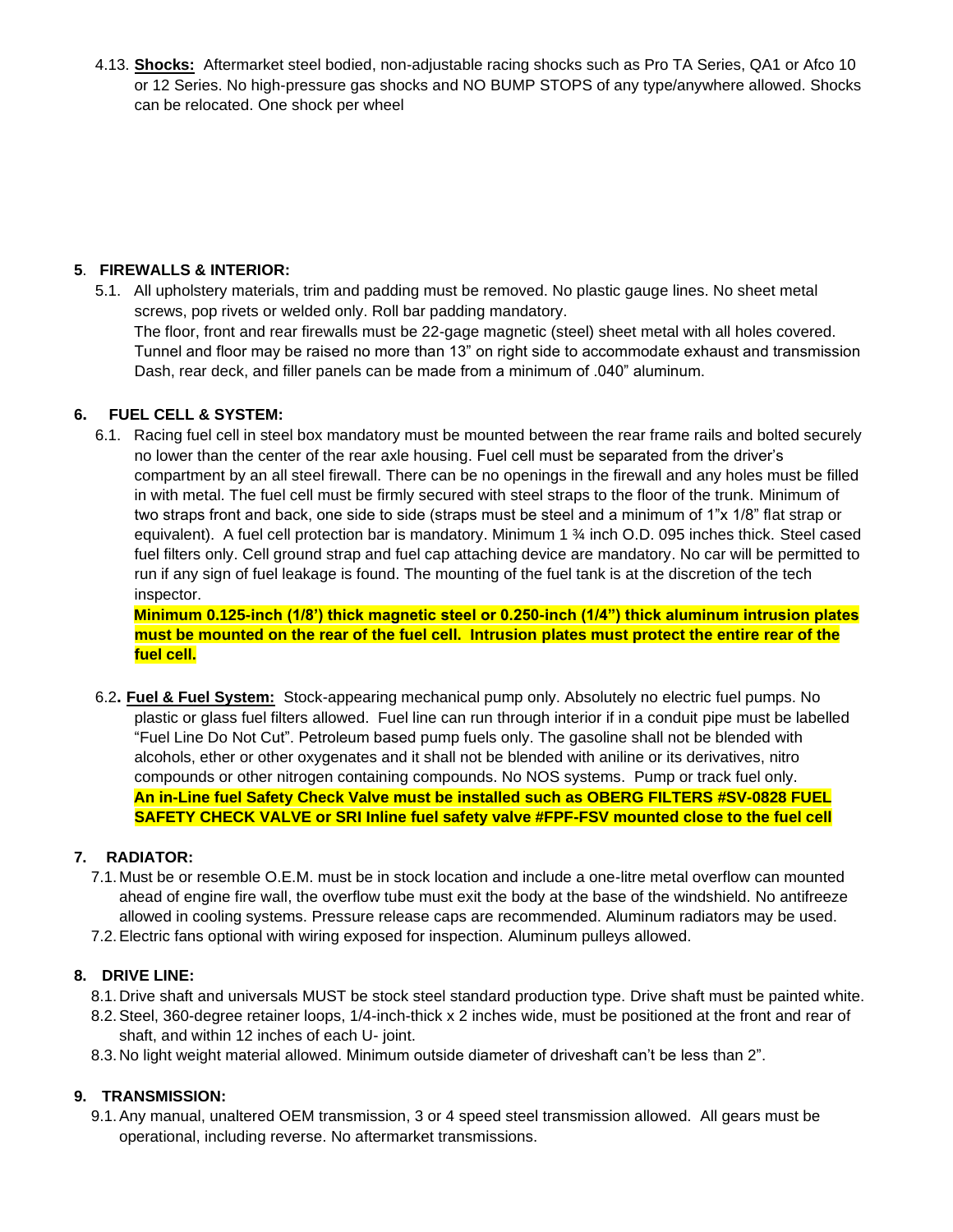4.13. **Shocks:** Aftermarket steel bodied, non-adjustable racing shocks such as Pro TA Series, QA1 or Afco 10 or 12 Series. No high-pressure gas shocks and NO BUMP STOPS of any type/anywhere allowed. Shocks can be relocated. One shock per wheel

## 5. FIREWALLS & INTERIOR:

5.1. All upholstery materials, trim and padding must be removed. No plastic gauge lines. No sheet metal screws, pop rivets or welded only. Roll bar padding mandatory.
The floor, front and rear firewalls must be 22-gage magnetic (steel) sheet metal with all holes covered. Tunnel and floor may be raised no more than 13" on right side to accommodate exhaust and transmission Dash, rear deck, and filler panels can be made from a minimum of .040" aluminum.

## 6. FUEL CELL & SYSTEM:

6.1. Racing fuel cell in steel box mandatory must be mounted between the rear frame rails and bolted securely no lower than the center of the rear axle housing. Fuel cell must be separated from the driver's compartment by an all steel firewall. There can be no openings in the firewall and any holes must be filled in with metal. The fuel cell must be firmly secured with steel straps to the floor of the trunk. Minimum of two straps front and back, one side to side (straps must be steel and a minimum of 1"x 1/8" flat strap or equivalent). A fuel cell protection bar is mandatory. Minimum 1 ¾ inch O.D. 095 inches thick. Steel cased fuel filters only. Cell ground strap and fuel cap attaching device are mandatory. No car will be permitted to run if any sign of fuel leakage is found. The mounting of the fuel tank is at the discretion of the tech inspector.
**Minimum 0.125-inch (1/8') thick magnetic steel or 0.250-inch (1/4") thick aluminum intrusion plates must be mounted on the rear of the fuel cell. Intrusion plates must protect the entire rear of the fuel cell.**

6.2. **Fuel & Fuel System:** Stock-appearing mechanical pump only. Absolutely no electric fuel pumps. No plastic or glass fuel filters allowed. Fuel line can run through interior if in a conduit pipe must be labelled "Fuel Line Do Not Cut". Petroleum based pump fuels only. The gasoline shall not be blended with alcohols, ether or other oxygenates and it shall not be blended with aniline or its derivatives, nitro compounds or other nitrogen containing compounds. No NOS systems. Pump or track fuel only.
**An in-Line fuel Safety Check Valve must be installed such as OBERG FILTERS #SV-0828 FUEL SAFETY CHECK VALVE or SRI Inline fuel safety valve #FPF-FSV mounted close to the fuel cell**

## 7. RADIATOR:

7.1. Must be or resemble O.E.M. must be in stock location and include a one-litre metal overflow can mounted ahead of engine fire wall, the overflow tube must exit the body at the base of the windshield. No antifreeze allowed in cooling systems. Pressure release caps are recommended. Aluminum radiators may be used.
7.2. Electric fans optional with wiring exposed for inspection. Aluminum pulleys allowed.

## 8. DRIVE LINE:

8.1. Drive shaft and universals MUST be stock steel standard production type. Drive shaft must be painted white.
8.2. Steel, 360-degree retainer loops, 1/4-inch-thick x 2 inches wide, must be positioned at the front and rear of shaft, and within 12 inches of each U- joint.
8.3. No light weight material allowed. Minimum outside diameter of driveshaft can't be less than 2".

## 9. TRANSMISSION:

9.1. Any manual, unaltered OEM transmission, 3 or 4 speed steel transmission allowed. All gears must be operational, including reverse. No aftermarket transmissions.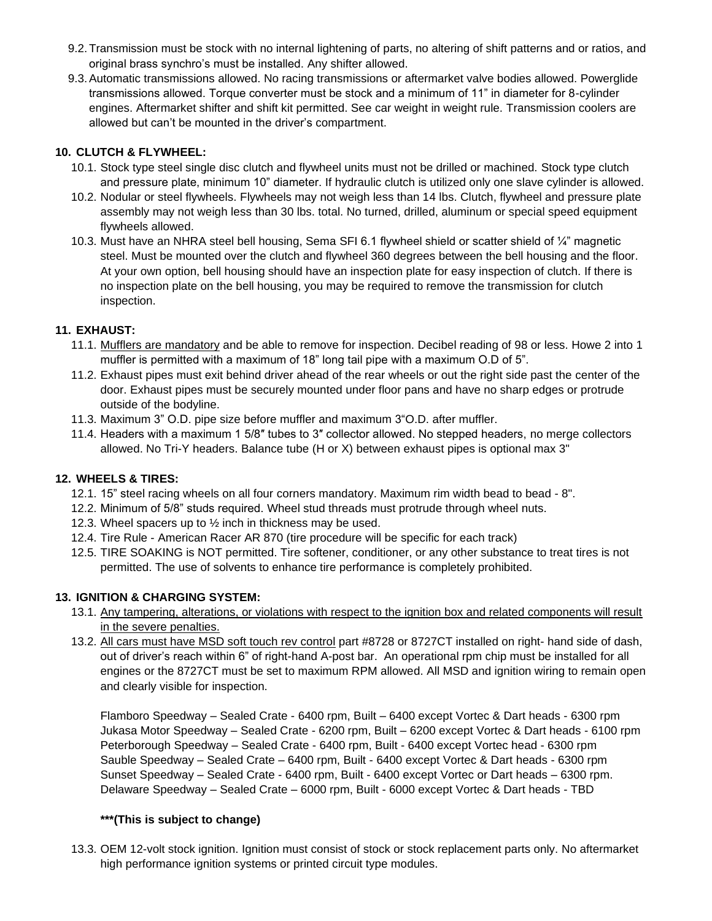9.2. Transmission must be stock with no internal lightening of parts, no altering of shift patterns and or ratios, and original brass synchro's must be installed. Any shifter allowed.

9.3. Automatic transmissions allowed. No racing transmissions or aftermarket valve bodies allowed. Powerglide transmissions allowed. Torque converter must be stock and a minimum of 11" in diameter for 8-cylinder engines. Aftermarket shifter and shift kit permitted. See car weight in weight rule. Transmission coolers are allowed but can't be mounted in the driver's compartment.

**10. CLUTCH & FLYWHEEL:**

10.1. Stock type steel single disc clutch and flywheel units must not be drilled or machined. Stock type clutch and pressure plate, minimum 10" diameter. If hydraulic clutch is utilized only one slave cylinder is allowed.

10.2. Nodular or steel flywheels. Flywheels may not weigh less than 14 lbs. Clutch, flywheel and pressure plate assembly may not weigh less than 30 lbs. total. No turned, drilled, aluminum or special speed equipment flywheels allowed.

10.3. Must have an NHRA steel bell housing, Sema SFI 6.1 flywheel shield or scatter shield of ¼" magnetic steel. Must be mounted over the clutch and flywheel 360 degrees between the bell housing and the floor. At your own option, bell housing should have an inspection plate for easy inspection of clutch. If there is no inspection plate on the bell housing, you may be required to remove the transmission for clutch inspection.

**11. EXHAUST:**

11.1. <u>Mufflers are mandatory</u> and be able to remove for inspection. Decibel reading of 98 or less. Howe 2 into 1 muffler is permitted with a maximum of 18" long tail pipe with a maximum O.D of 5".

11.2. Exhaust pipes must exit behind driver ahead of the rear wheels or out the right side past the center of the door. Exhaust pipes must be securely mounted under floor pans and have no sharp edges or protrude outside of the bodyline.

11.3. Maximum 3" O.D. pipe size before muffler and maximum 3"O.D. after muffler.

11.4. Headers with a maximum 1 5/8″ tubes to 3″ collector allowed. No stepped headers, no merge collectors allowed. No Tri-Y headers. Balance tube (H or X) between exhaust pipes is optional max 3"

**12. WHEELS & TIRES:**

12.1. 15" steel racing wheels on all four corners mandatory. Maximum rim width bead to bead - 8".

12.2. Minimum of 5/8" studs required. Wheel stud threads must protrude through wheel nuts.

12.3. Wheel spacers up to ½ inch in thickness may be used.

12.4. Tire Rule - American Racer AR 870 (tire procedure will be specific for each track)

12.5. TIRE SOAKING is NOT permitted. Tire softener, conditioner, or any other substance to treat tires is not permitted. The use of solvents to enhance tire performance is completely prohibited.

**13. IGNITION & CHARGING SYSTEM:**

13.1. <u>Any tampering, alterations, or violations with respect to the ignition box and related components will result in the severe penalties.</u>

13.2. <u>All cars must have MSD soft touch rev control</u> part #8728 or 8727CT installed on right- hand side of dash, out of driver's reach within 6" of right-hand A-post bar. An operational rpm chip must be installed for all engines or the 8727CT must be set to maximum RPM allowed. All MSD and ignition wiring to remain open and clearly visible for inspection.

Flamboro Speedway – Sealed Crate - 6400 rpm, Built – 6400 except Vortec & Dart heads - 6300 rpm
Jukasa Motor Speedway – Sealed Crate - 6200 rpm, Built – 6200 except Vortec & Dart heads - 6100 rpm
Peterborough Speedway – Sealed Crate - 6400 rpm, Built - 6400 except Vortec head - 6300 rpm
Sauble Speedway – Sealed Crate – 6400 rpm, Built - 6400 except Vortec & Dart heads - 6300 rpm
Sunset Speedway – Sealed Crate - 6400 rpm, Built - 6400 except Vortec or Dart heads – 6300 rpm.
Delaware Speedway – Sealed Crate – 6000 rpm, Built - 6000 except Vortec & Dart heads - TBD

**\*\*\*(This is subject to change)**

13.3. OEM 12-volt stock ignition. Ignition must consist of stock or stock replacement parts only. No aftermarket high performance ignition systems or printed circuit type modules.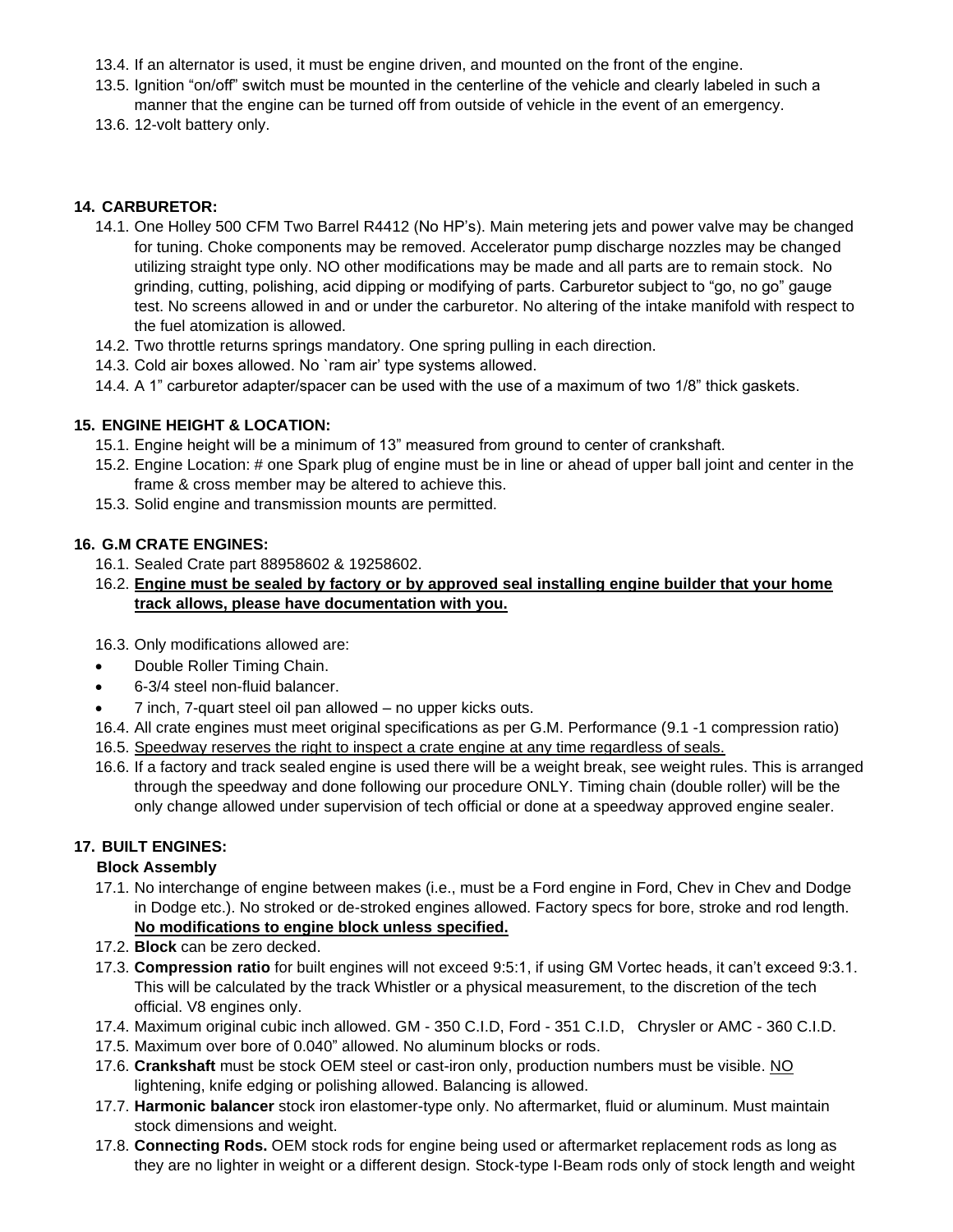13.4. If an alternator is used, it must be engine driven, and mounted on the front of the engine.

13.5. Ignition "on/off" switch must be mounted in the centerline of the vehicle and clearly labeled in such a manner that the engine can be turned off from outside of vehicle in the event of an emergency.

13.6. 12-volt battery only.

## 14. CARBURETOR:

14.1. One Holley 500 CFM Two Barrel R4412 (No HP's). Main metering jets and power valve may be changed for tuning. Choke components may be removed. Accelerator pump discharge nozzles may be changed utilizing straight type only. NO other modifications may be made and all parts are to remain stock. No grinding, cutting, polishing, acid dipping or modifying of parts. Carburetor subject to "go, no go" gauge test. No screens allowed in and or under the carburetor. No altering of the intake manifold with respect to the fuel atomization is allowed.

14.2. Two throttle returns springs mandatory. One spring pulling in each direction.

14.3. Cold air boxes allowed. No `ram air' type systems allowed.

14.4. A 1" carburetor adapter/spacer can be used with the use of a maximum of two 1/8" thick gaskets.

## 15. ENGINE HEIGHT & LOCATION:

15.1. Engine height will be a minimum of 13" measured from ground to center of crankshaft.

15.2. Engine Location: # one Spark plug of engine must be in line or ahead of upper ball joint and center in the frame & cross member may be altered to achieve this.

15.3. Solid engine and transmission mounts are permitted.

## 16. G.M CRATE ENGINES:

16.1. Sealed Crate part 88958602 & 19258602.

16.2. **Engine must be sealed by factory or by approved seal installing engine builder that your home track allows, please have documentation with you.**

16.3. Only modifications allowed are:

- Double Roller Timing Chain.
- 6-3/4 steel non-fluid balancer.
- 7 inch, 7-quart steel oil pan allowed – no upper kicks outs.

16.4. All crate engines must meet original specifications as per G.M. Performance (9.1 -1 compression ratio)

16.5. Speedway reserves the right to inspect a crate engine at any time regardless of seals.

16.6. If a factory and track sealed engine is used there will be a weight break, see weight rules. This is arranged through the speedway and done following our procedure ONLY. Timing chain (double roller) will be the only change allowed under supervision of tech official or done at a speedway approved engine sealer.

## 17. BUILT ENGINES:

### Block Assembly

17.1. No interchange of engine between makes (i.e., must be a Ford engine in Ford, Chev in Chev and Dodge in Dodge etc.). No stroked or de-stroked engines allowed. Factory specs for bore, stroke and rod length. **No modifications to engine block unless specified.**

17.2. **Block** can be zero decked.

17.3. **Compression ratio** for built engines will not exceed 9:5:1, if using GM Vortec heads, it can't exceed 9:3.1. This will be calculated by the track Whistler or a physical measurement, to the discretion of the tech official. V8 engines only.

17.4. Maximum original cubic inch allowed. GM - 350 C.I.D, Ford - 351 C.I.D, Chrysler or AMC - 360 C.I.D.

17.5. Maximum over bore of 0.040" allowed. No aluminum blocks or rods.

17.6. **Crankshaft** must be stock OEM steel or cast-iron only, production numbers must be visible. NO lightening, knife edging or polishing allowed. Balancing is allowed.

17.7. **Harmonic balancer** stock iron elastomer-type only. No aftermarket, fluid or aluminum. Must maintain stock dimensions and weight.

17.8. **Connecting Rods.** OEM stock rods for engine being used or aftermarket replacement rods as long as they are no lighter in weight or a different design. Stock-type I-Beam rods only of stock length and weight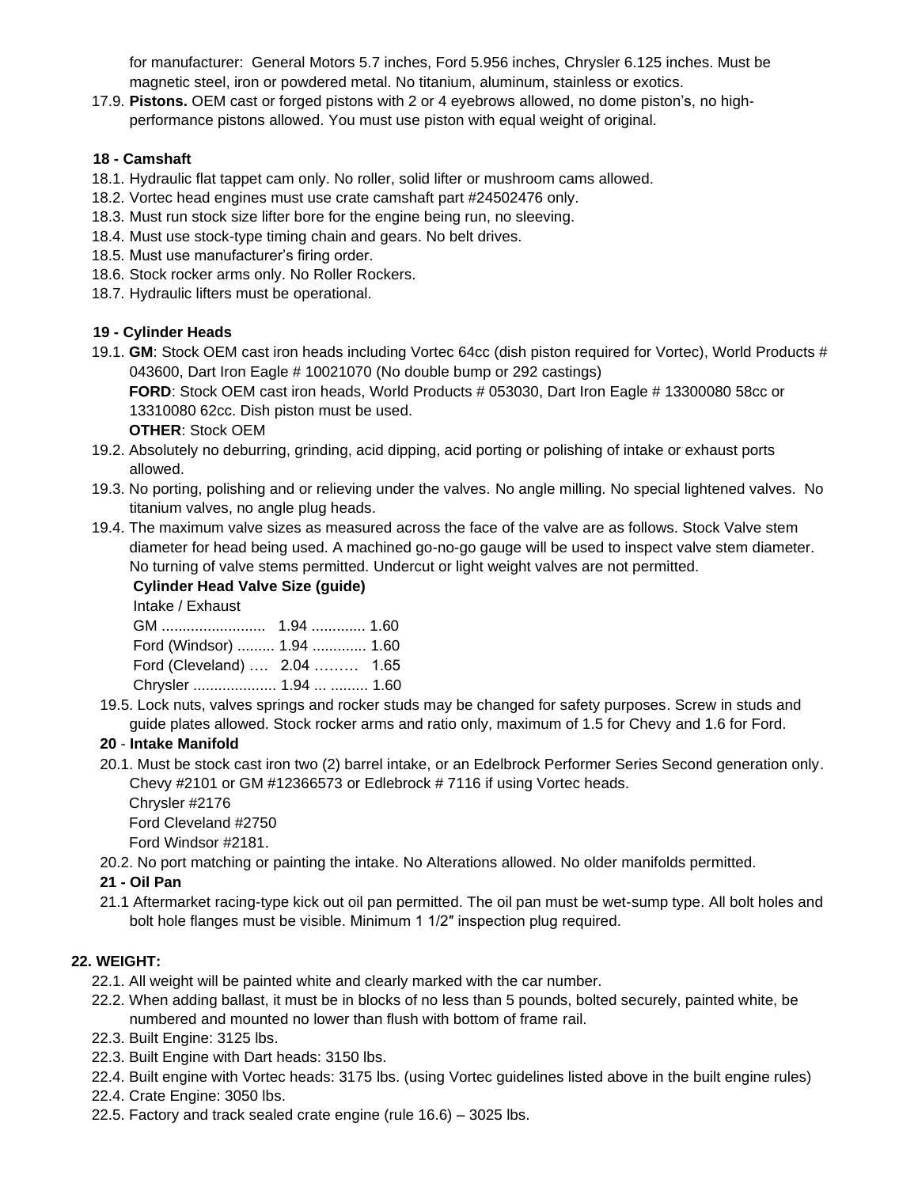for manufacturer: General Motors 5.7 inches, Ford 5.956 inches, Chrysler 6.125 inches. Must be magnetic steel, iron or powdered metal. No titanium, aluminum, stainless or exotics.

17.9. **Pistons.** OEM cast or forged pistons with 2 or 4 eyebrows allowed, no dome piston's, no high-performance pistons allowed. You must use piston with equal weight of original.

**18 - Camshaft**

18.1. Hydraulic flat tappet cam only. No roller, solid lifter or mushroom cams allowed.
18.2. Vortec head engines must use crate camshaft part #24502476 only.
18.3. Must run stock size lifter bore for the engine being run, no sleeving.
18.4. Must use stock-type timing chain and gears. No belt drives.
18.5. Must use manufacturer's firing order.
18.6. Stock rocker arms only. No Roller Rockers.
18.7. Hydraulic lifters must be operational.

**19 - Cylinder Heads**

19.1. **GM**: Stock OEM cast iron heads including Vortec 64cc (dish piston required for Vortec), World Products # 043600, Dart Iron Eagle # 10021070 (No double bump or 292 castings)
**FORD**: Stock OEM cast iron heads, World Products # 053030, Dart Iron Eagle # 13300080 58cc or 13310080 62cc. Dish piston must be used.
**OTHER**: Stock OEM

19.2. Absolutely no deburring, grinding, acid dipping, acid porting or polishing of intake or exhaust ports allowed.

19.3. No porting, polishing and or relieving under the valves. No angle milling. No special lightened valves. No titanium valves, no angle plug heads.

19.4. The maximum valve sizes as measured across the face of the valve are as follows. Stock Valve stem diameter for head being used. A machined go-no-go gauge will be used to inspect valve stem diameter. No turning of valve stems permitted. Undercut or light weight valves are not permitted.

**Cylinder Head Valve Size (guide)**

Intake / Exhaust
GM ......................... 1.94 ............. 1.60
Ford (Windsor) ......... 1.94 ............. 1.60
Ford (Cleveland) …. 2.04 ……… 1.65
Chrysler .................... 1.94 ... ......... 1.60

19.5. Lock nuts, valves springs and rocker studs may be changed for safety purposes. Screw in studs and guide plates allowed. Stock rocker arms and ratio only, maximum of 1.5 for Chevy and 1.6 for Ford.

**20 - Intake Manifold**

20.1. Must be stock cast iron two (2) barrel intake, or an Edelbrock Performer Series Second generation only. Chevy #2101 or GM #12366573 or Edlebrock # 7116 if using Vortec heads.
Chrysler #2176
Ford Cleveland #2750
Ford Windsor #2181.

20.2. No port matching or painting the intake. No Alterations allowed. No older manifolds permitted.

**21 - Oil Pan**

21.1 Aftermarket racing-type kick out oil pan permitted. The oil pan must be wet-sump type. All bolt holes and bolt hole flanges must be visible. Minimum 1 1/2″ inspection plug required.

**22. WEIGHT:**

22.1. All weight will be painted white and clearly marked with the car number.
22.2. When adding ballast, it must be in blocks of no less than 5 pounds, bolted securely, painted white, be numbered and mounted no lower than flush with bottom of frame rail.
22.3. Built Engine: 3125 lbs.
22.3. Built Engine with Dart heads: 3150 lbs.
22.4. Built engine with Vortec heads: 3175 lbs. (using Vortec guidelines listed above in the built engine rules)
22.4. Crate Engine: 3050 lbs.
22.5. Factory and track sealed crate engine (rule 16.6) – 3025 lbs.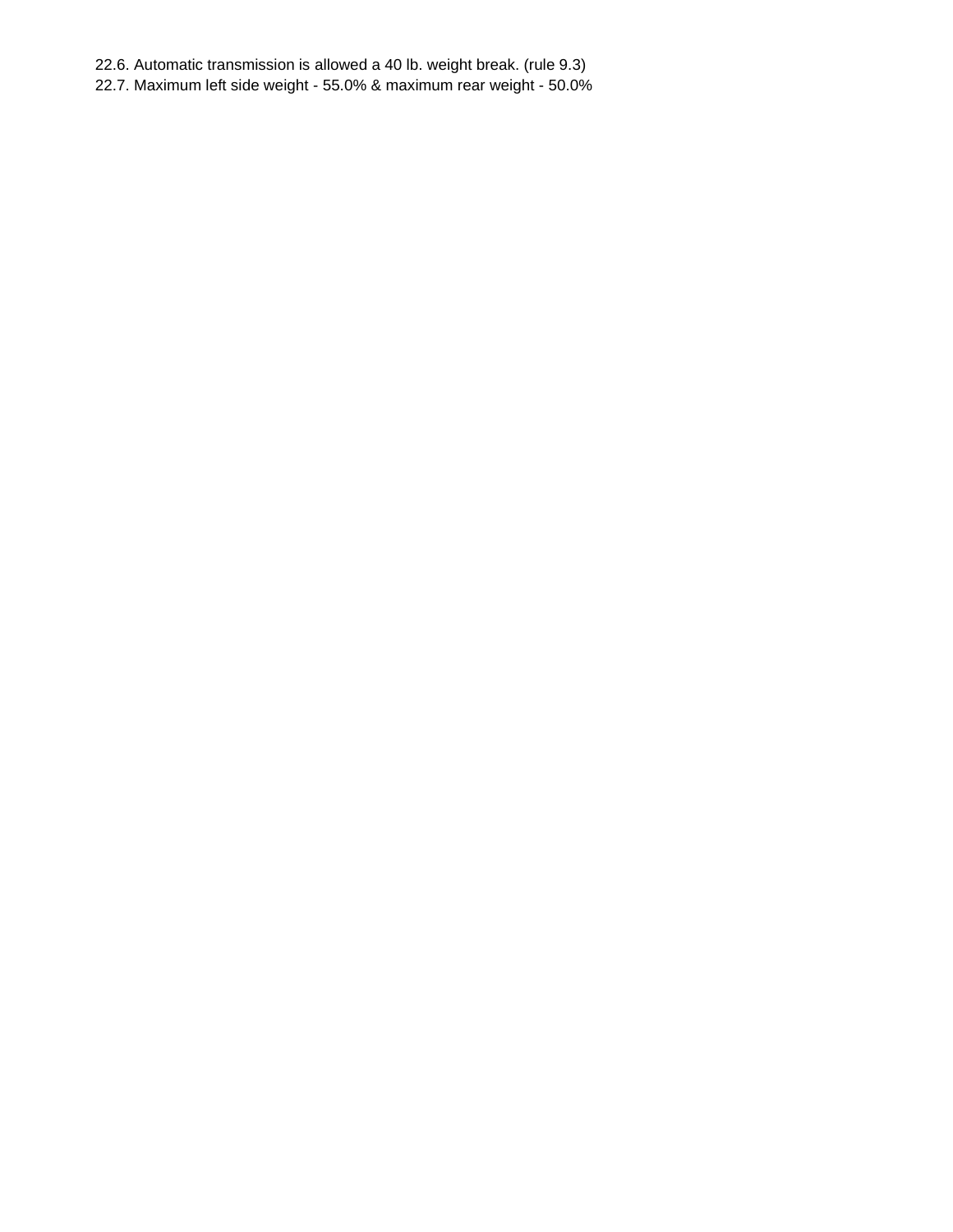22.6. Automatic transmission is allowed a 40 lb. weight break. (rule 9.3)
22.7. Maximum left side weight - 55.0% & maximum rear weight - 50.0%